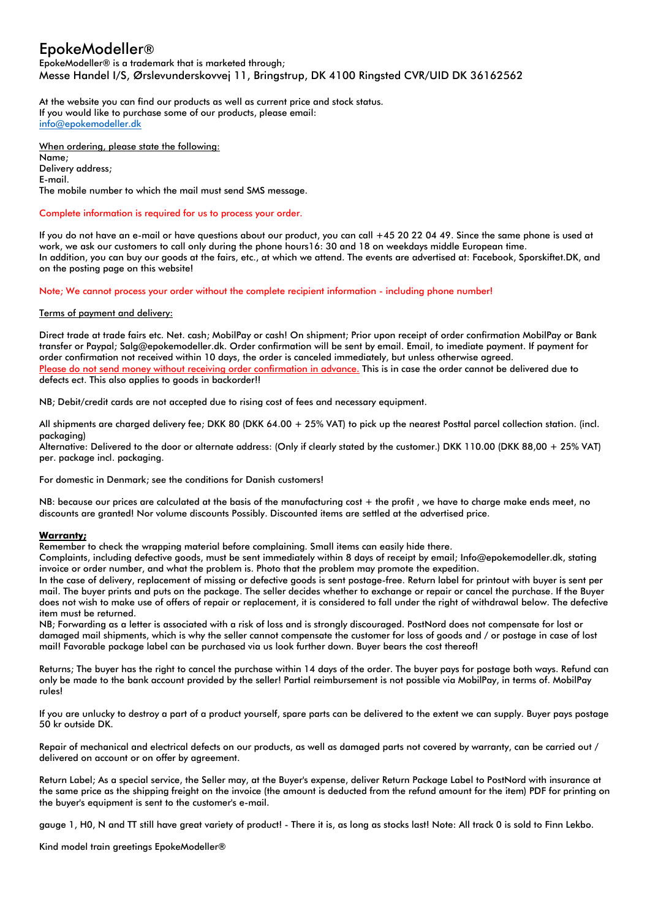# EpokeModeller®

EpokeModeller® is a trademark that is marketed through;
Messe Handel I/S, Ørslevunderskovvej 11, Bringstrup, DK 4100 Ringsted CVR/UID DK 36162562

At the website you can find our products as well as current price and stock status.
If you would like to purchase some of our products, please email:
info@epokemodeller.dk

When ordering, please state the following:
Name;
Delivery address;
E-mail.
The mobile number to which the mail must send SMS message.

Complete information is required for us to process your order.

If you do not have an e-mail or have questions about our product, you can call +45 20 22 04 49. Since the same phone is used at work, we ask our customers to call only during the phone hours16: 30 and 18 on weekdays middle European time.
In addition, you can buy our goods at the fairs, etc., at which we attend. The events are advertised at: Facebook, Sporskiftet.DK, and on the posting page on this website!

Note; We cannot process your order without the complete recipient information - including phone number!

Terms of payment and delivery:

Direct trade at trade fairs etc. Net. cash; MobilPay or cash! On shipment; Prior upon receipt of order confirmation MobilPay or Bank transfer or Paypal; Salg@epokemodeller.dk. Order confirmation will be sent by email. Email, to imediate payment. If payment for order confirmation not received within 10 days, the order is canceled immediately, but unless otherwise agreed.
Please do not send money without receiving order confirmation in advance. This is in case the order cannot be delivered due to defects ect. This also applies to goods in backorder!!

NB; Debit/credit cards are not accepted due to rising cost of fees and necessary equipment.

All shipments are charged delivery fee; DKK 80 (DKK 64.00 + 25% VAT) to pick up the nearest Posttal parcel collection station. (incl. packaging)
Alternative: Delivered to the door or alternate address: (Only if clearly stated by the customer.) DKK 110.00 (DKK 88,00 + 25% VAT) per. package incl. packaging.

For domestic in Denmark; see the conditions for Danish customers!

NB: because our prices are calculated at the basis of the manufacturing cost + the profit , we have to charge make ends meet, no discounts are granted! Nor volume discounts Possibly. Discounted items are settled at the advertised price.

**Warranty;**
Remember to check the wrapping material before complaining. Small items can easily hide there.
Complaints, including defective goods, must be sent immediately within 8 days of receipt by email; Info@epokemodeller.dk, stating invoice or order number, and what the problem is. Photo that the problem may promote the expedition.
In the case of delivery, replacement of missing or defective goods is sent postage-free. Return label for printout with buyer is sent per mail. The buyer prints and puts on the package. The seller decides whether to exchange or repair or cancel the purchase. If the Buyer does not wish to make use of offers of repair or replacement, it is considered to fall under the right of withdrawal below. The defective item must be returned.
NB; Forwarding as a letter is associated with a risk of loss and is strongly discouraged. PostNord does not compensate for lost or damaged mail shipments, which is why the seller cannot compensate the customer for loss of goods and / or postage in case of lost mail! Favorable package label can be purchased via us look further down. Buyer bears the cost thereof!

Returns; The buyer has the right to cancel the purchase within 14 days of the order. The buyer pays for postage both ways. Refund can only be made to the bank account provided by the seller! Partial reimbursement is not possible via MobilPay, in terms of. MobilPay rules!

If you are unlucky to destroy a part of a product yourself, spare parts can be delivered to the extent we can supply. Buyer pays postage 50 kr outside DK.

Repair of mechanical and electrical defects on our products, as well as damaged parts not covered by warranty, can be carried out / delivered on account or on offer by agreement.

Return Label; As a special service, the Seller may, at the Buyer's expense, deliver Return Package Label to PostNord with insurance at the same price as the shipping freight on the invoice (the amount is deducted from the refund amount for the item) PDF for printing on the buyer's equipment is sent to the customer's e-mail.

gauge 1, H0, N and TT still have great variety of product! - There it is, as long as stocks last! Note: All track 0 is sold to Finn Lekbo.

Kind model train greetings EpokeModeller®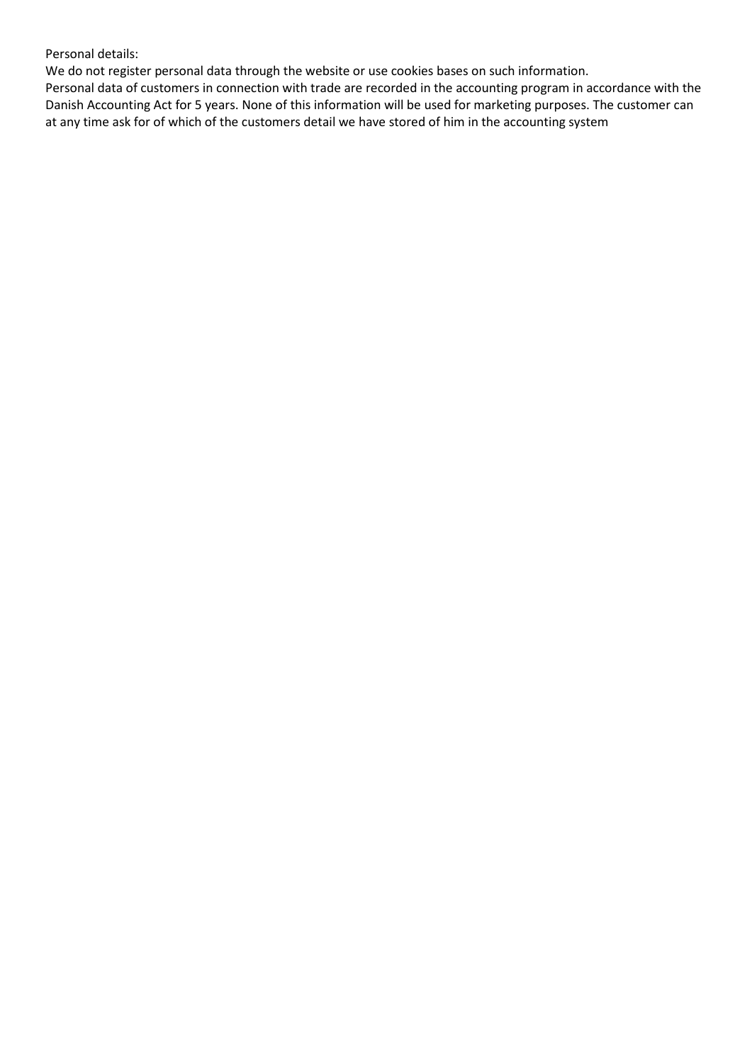Personal details:

We do not register personal data through the website or use cookies bases on such information.

Personal data of customers in connection with trade are recorded in the accounting program in accordance with the Danish Accounting Act for 5 years. None of this information will be used for marketing purposes. The customer can at any time ask for of which of the customers detail we have stored of him in the accounting system